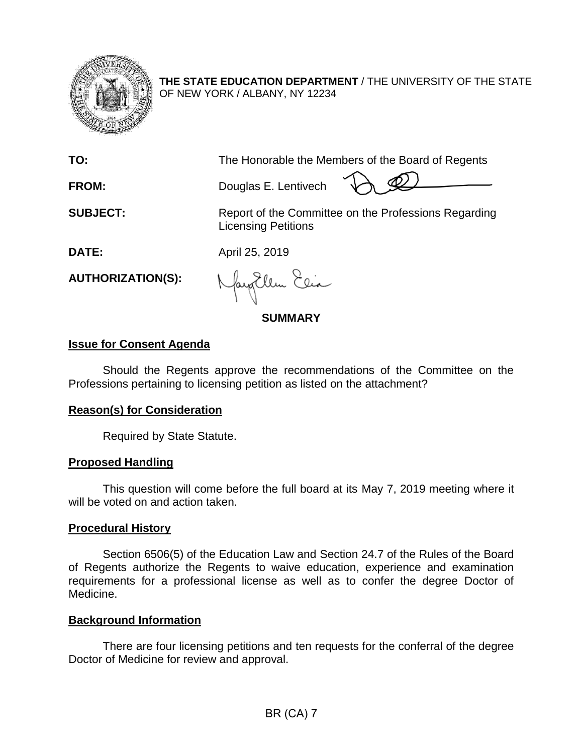**THE STATE EDUCATION DEPARTMENT** / THE UNIVERSITY OF THE STATE OF NEW YORK / ALBANY, NY 12234

| | |
|---|---|
| **TO:** | The Honorable the Members of the Board of Regents |
| **FROM:** | Douglas E. Lentivech |
| **SUBJECT:** | Report of the Committee on the Professions Regarding Licensing Petitions |
| **DATE:** | April 25, 2019 |
| **AUTHORIZATION(S):** | |

## SUMMARY

### Issue for Consent Agenda

Should the Regents approve the recommendations of the Committee on the Professions pertaining to licensing petition as listed on the attachment?

### Reason(s) for Consideration

Required by State Statute.

### Proposed Handling

This question will come before the full board at its May 7, 2019 meeting where it will be voted on and action taken.

### Procedural History

Section 6506(5) of the Education Law and Section 24.7 of the Rules of the Board of Regents authorize the Regents to waive education, experience and examination requirements for a professional license as well as to confer the degree Doctor of Medicine.

### Background Information

There are four licensing petitions and ten requests for the conferral of the degree Doctor of Medicine for review and approval.

BR (CA) 7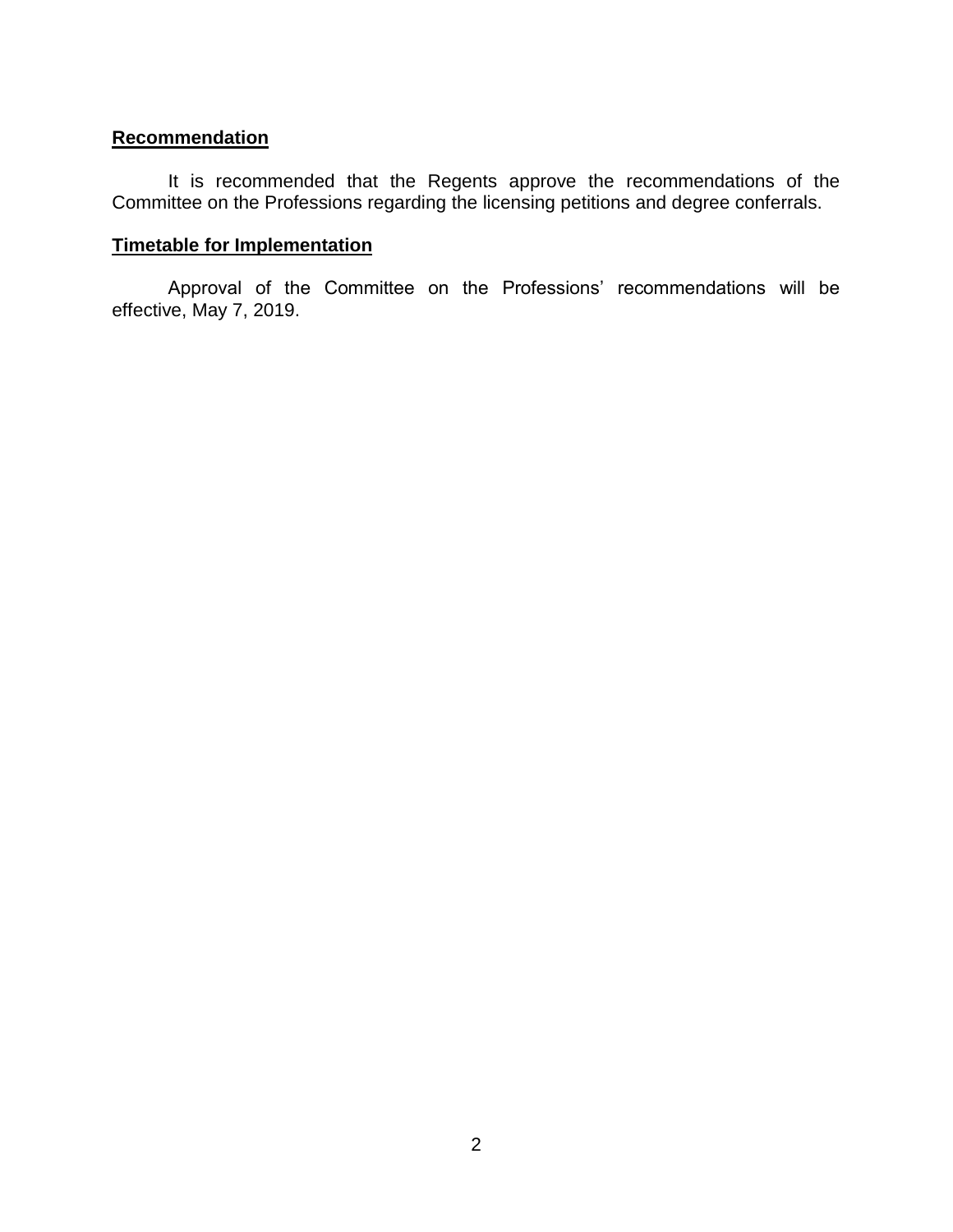**Recommendation**

It is recommended that the Regents approve the recommendations of the Committee on the Professions regarding the licensing petitions and degree conferrals.

**Timetable for Implementation**

Approval of the Committee on the Professions' recommendations will be effective, May 7, 2019.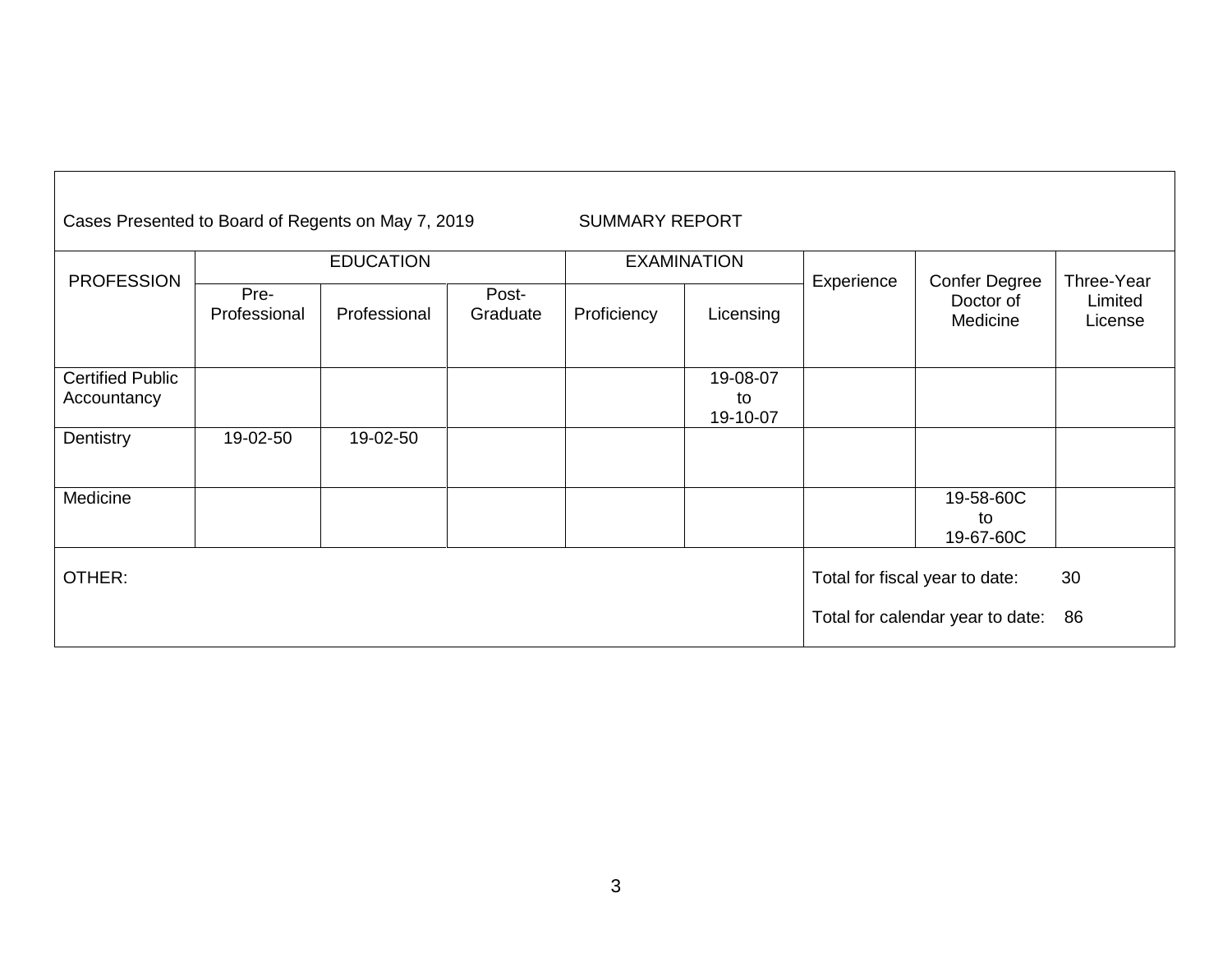Cases Presented to Board of Regents on May 7, 2019 SUMMARY REPORT

| PROFESSION | EDUCATION | | | EXAMINATION | | Experience | Confer Degree Doctor of Medicine | Three-Year Limited License |
|---|---|---|---|---|---|---|---|---|
| | Pre-Professional | Professional | Post-Graduate | Proficiency | Licensing | | | |
| Certified Public Accountancy | | | | | 19-08-07 to 19-10-07 | | | |
| Dentistry | 19-02-50 | 19-02-50 | | | | | | |
| Medicine | | | | | | | 19-58-60C to 19-67-60C | |

OTHER:

Total for fiscal year to date: 30

Total for calendar year to date: 86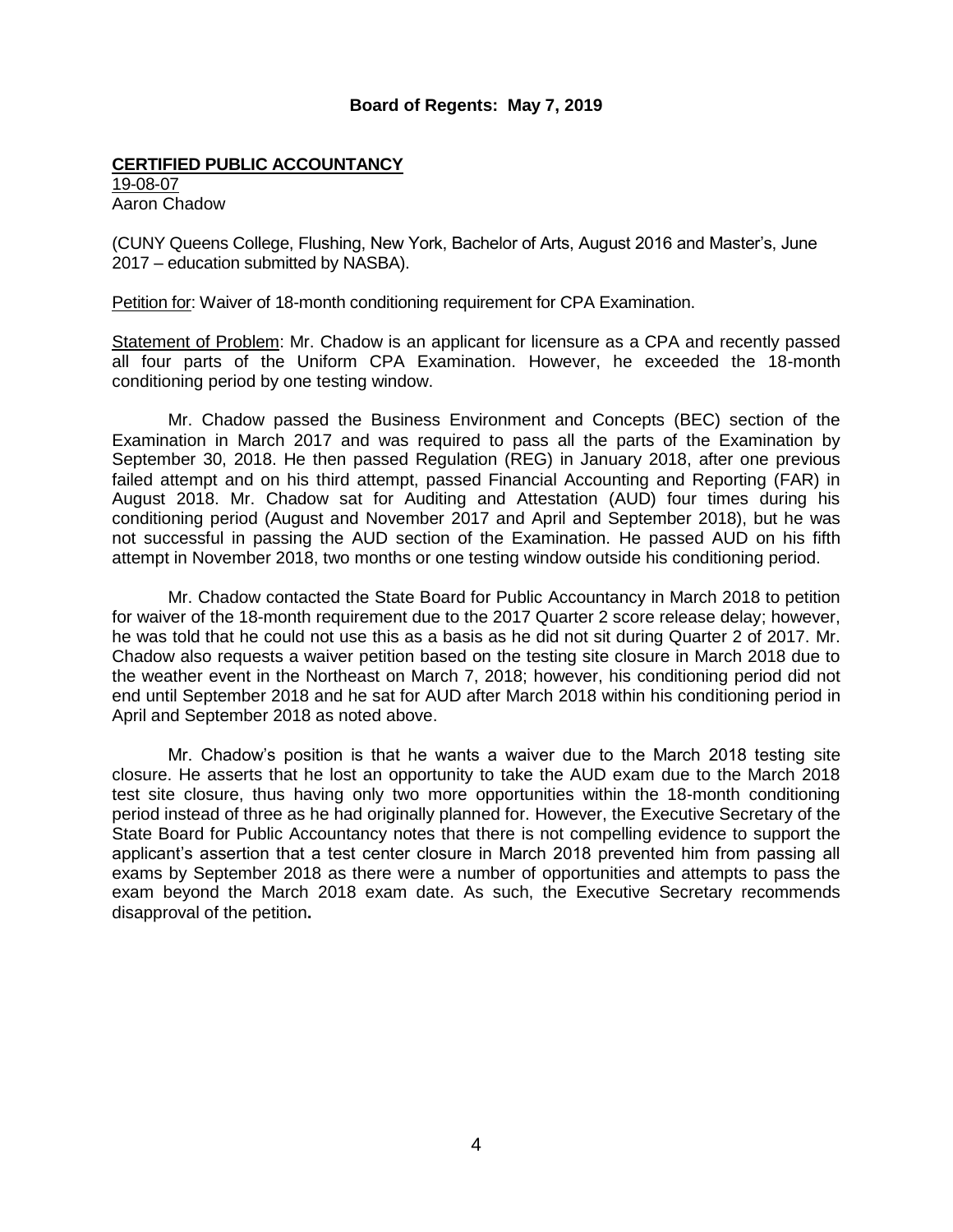**Board of Regents: May 7, 2019**

**CERTIFIED PUBLIC ACCOUNTANCY**

19-08-07

Aaron Chadow

(CUNY Queens College, Flushing, New York, Bachelor of Arts, August 2016 and Master's, June 2017 – education submitted by NASBA).

Petition for: Waiver of 18-month conditioning requirement for CPA Examination.

Statement of Problem: Mr. Chadow is an applicant for licensure as a CPA and recently passed all four parts of the Uniform CPA Examination. However, he exceeded the 18-month conditioning period by one testing window.

Mr. Chadow passed the Business Environment and Concepts (BEC) section of the Examination in March 2017 and was required to pass all the parts of the Examination by September 30, 2018. He then passed Regulation (REG) in January 2018, after one previous failed attempt and on his third attempt, passed Financial Accounting and Reporting (FAR) in August 2018. Mr. Chadow sat for Auditing and Attestation (AUD) four times during his conditioning period (August and November 2017 and April and September 2018), but he was not successful in passing the AUD section of the Examination. He passed AUD on his fifth attempt in November 2018, two months or one testing window outside his conditioning period.

Mr. Chadow contacted the State Board for Public Accountancy in March 2018 to petition for waiver of the 18-month requirement due to the 2017 Quarter 2 score release delay; however, he was told that he could not use this as a basis as he did not sit during Quarter 2 of 2017. Mr. Chadow also requests a waiver petition based on the testing site closure in March 2018 due to the weather event in the Northeast on March 7, 2018; however, his conditioning period did not end until September 2018 and he sat for AUD after March 2018 within his conditioning period in April and September 2018 as noted above.

Mr. Chadow's position is that he wants a waiver due to the March 2018 testing site closure. He asserts that he lost an opportunity to take the AUD exam due to the March 2018 test site closure, thus having only two more opportunities within the 18-month conditioning period instead of three as he had originally planned for. However, the Executive Secretary of the State Board for Public Accountancy notes that there is not compelling evidence to support the applicant's assertion that a test center closure in March 2018 prevented him from passing all exams by September 2018 as there were a number of opportunities and attempts to pass the exam beyond the March 2018 exam date. As such, the Executive Secretary recommends disapproval of the petition**.**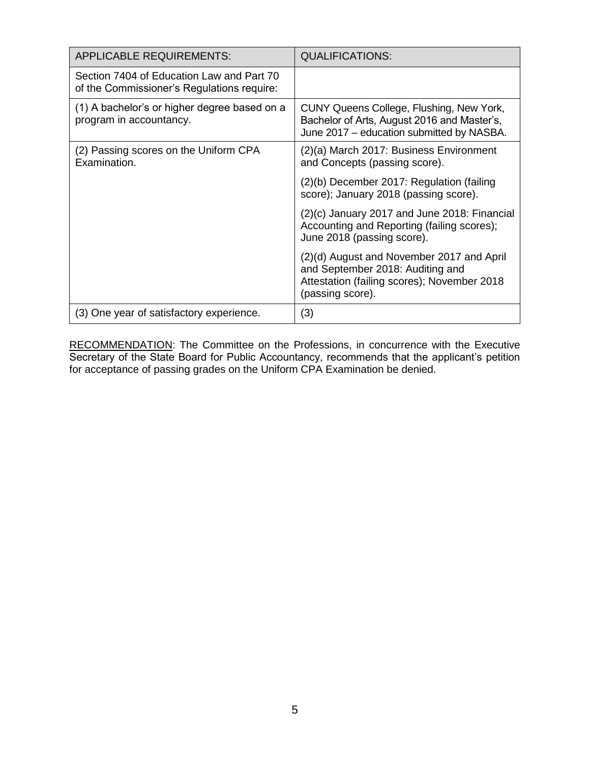| APPLICABLE REQUIREMENTS: | QUALIFICATIONS: |
|---|---|
| Section 7404 of Education Law and Part 70 of the Commissioner's Regulations require: | |
| (1) A bachelor's or higher degree based on a program in accountancy. | CUNY Queens College, Flushing, New York, Bachelor of Arts, August 2016 and Master's, June 2017 – education submitted by NASBA. |
| (2) Passing scores on the Uniform CPA Examination. | (2)(a) March 2017: Business Environment and Concepts (passing score). |
| | (2)(b) December 2017: Regulation (failing score); January 2018 (passing score). |
| | (2)(c) January 2017 and June 2018: Financial Accounting and Reporting (failing scores); June 2018 (passing score). |
| | (2)(d) August and November 2017 and April and September 2018: Auditing and Attestation (failing scores); November 2018 (passing score). |
| (3) One year of satisfactory experience. | (3) |

<u>RECOMMENDATION</u>: The Committee on the Professions, in concurrence with the Executive Secretary of the State Board for Public Accountancy, recommends that the applicant's petition for acceptance of passing grades on the Uniform CPA Examination be denied.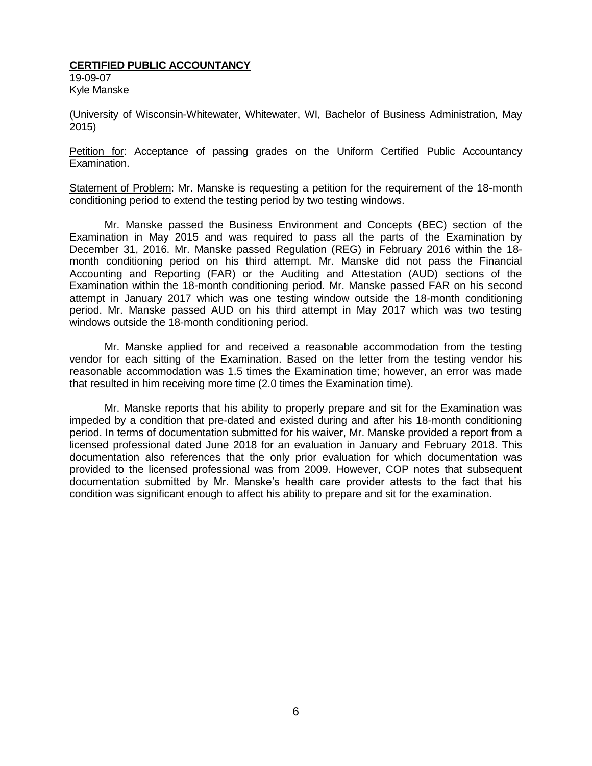**CERTIFIED PUBLIC ACCOUNTANCY**

19-09-07
Kyle Manske

(University of Wisconsin-Whitewater, Whitewater, WI, Bachelor of Business Administration, May 2015)

Petition for: Acceptance of passing grades on the Uniform Certified Public Accountancy Examination.

Statement of Problem: Mr. Manske is requesting a petition for the requirement of the 18-month conditioning period to extend the testing period by two testing windows.

Mr. Manske passed the Business Environment and Concepts (BEC) section of the Examination in May 2015 and was required to pass all the parts of the Examination by December 31, 2016. Mr. Manske passed Regulation (REG) in February 2016 within the 18-month conditioning period on his third attempt. Mr. Manske did not pass the Financial Accounting and Reporting (FAR) or the Auditing and Attestation (AUD) sections of the Examination within the 18-month conditioning period. Mr. Manske passed FAR on his second attempt in January 2017 which was one testing window outside the 18-month conditioning period. Mr. Manske passed AUD on his third attempt in May 2017 which was two testing windows outside the 18-month conditioning period.

Mr. Manske applied for and received a reasonable accommodation from the testing vendor for each sitting of the Examination. Based on the letter from the testing vendor his reasonable accommodation was 1.5 times the Examination time; however, an error was made that resulted in him receiving more time (2.0 times the Examination time).

Mr. Manske reports that his ability to properly prepare and sit for the Examination was impeded by a condition that pre-dated and existed during and after his 18-month conditioning period. In terms of documentation submitted for his waiver, Mr. Manske provided a report from a licensed professional dated June 2018 for an evaluation in January and February 2018. This documentation also references that the only prior evaluation for which documentation was provided to the licensed professional was from 2009. However, COP notes that subsequent documentation submitted by Mr. Manske's health care provider attests to the fact that his condition was significant enough to affect his ability to prepare and sit for the examination.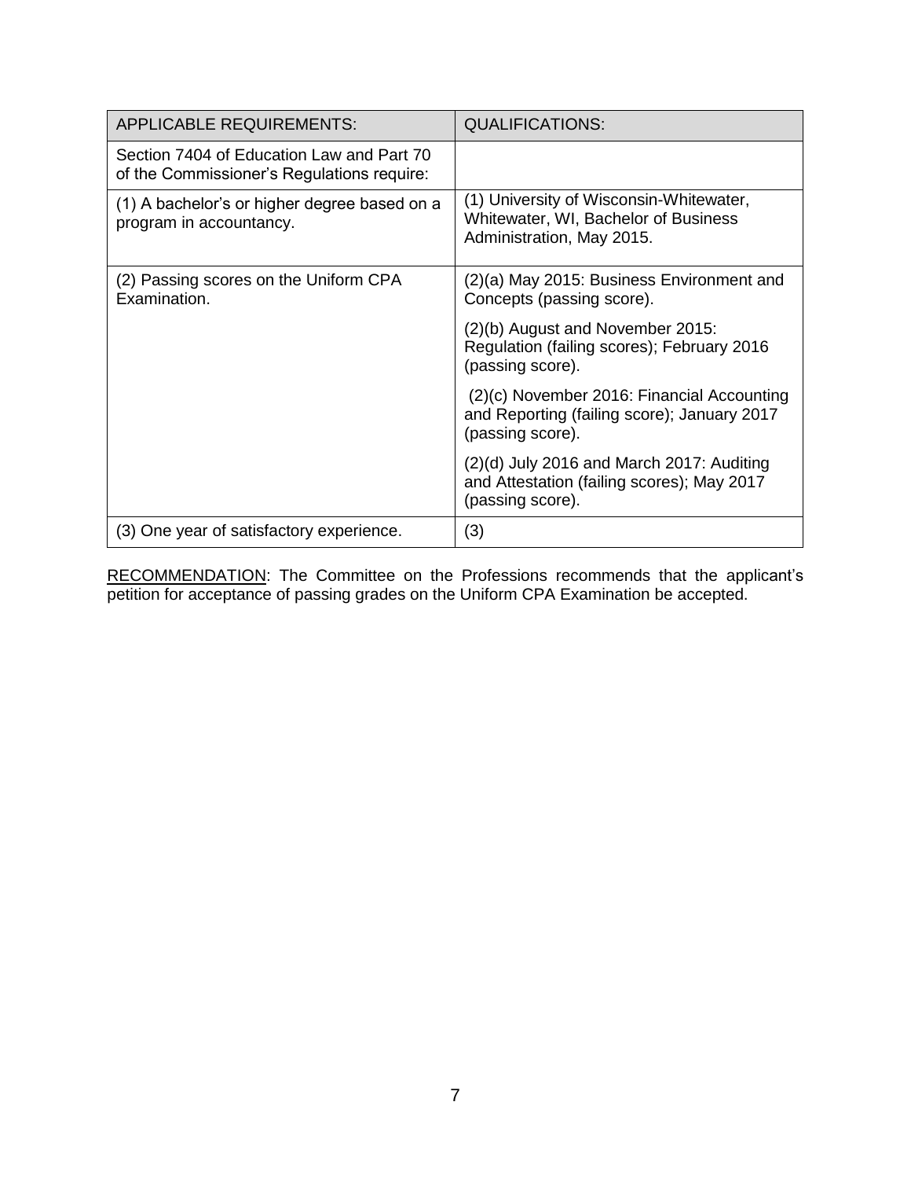| APPLICABLE REQUIREMENTS: | QUALIFICATIONS: |
|---|---|
| Section 7404 of Education Law and Part 70 of the Commissioner's Regulations require: | |
| (1) A bachelor's or higher degree based on a program in accountancy. | (1) University of Wisconsin-Whitewater, Whitewater, WI, Bachelor of Business Administration, May 2015. |
| (2) Passing scores on the Uniform CPA Examination. | (2)(a) May 2015: Business Environment and Concepts (passing score).<br><br>(2)(b) August and November 2015: Regulation (failing scores); February 2016 (passing score).<br><br>(2)(c) November 2016: Financial Accounting and Reporting (failing score); January 2017 (passing score).<br><br>(2)(d) July 2016 and March 2017: Auditing and Attestation (failing scores); May 2017 (passing score). |
| (3) One year of satisfactory experience. | (3) |

<u>RECOMMENDATION</u>: The Committee on the Professions recommends that the applicant's petition for acceptance of passing grades on the Uniform CPA Examination be accepted.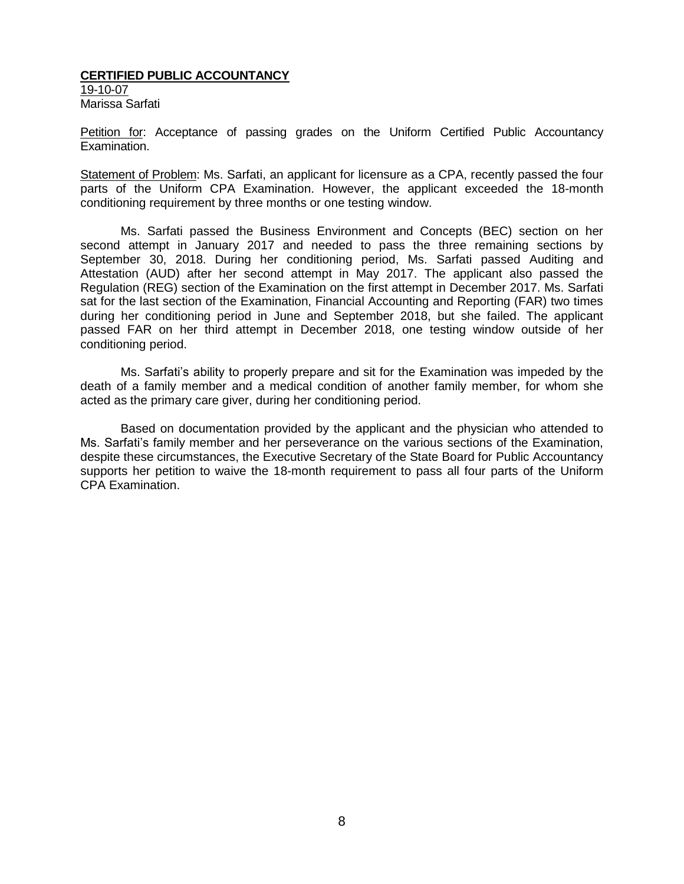**CERTIFIED PUBLIC ACCOUNTANCY**

19-10-07

Marissa Sarfati

Petition for: Acceptance of passing grades on the Uniform Certified Public Accountancy Examination.

Statement of Problem: Ms. Sarfati, an applicant for licensure as a CPA, recently passed the four parts of the Uniform CPA Examination. However, the applicant exceeded the 18-month conditioning requirement by three months or one testing window.

Ms. Sarfati passed the Business Environment and Concepts (BEC) section on her second attempt in January 2017 and needed to pass the three remaining sections by September 30, 2018. During her conditioning period, Ms. Sarfati passed Auditing and Attestation (AUD) after her second attempt in May 2017. The applicant also passed the Regulation (REG) section of the Examination on the first attempt in December 2017. Ms. Sarfati sat for the last section of the Examination, Financial Accounting and Reporting (FAR) two times during her conditioning period in June and September 2018, but she failed. The applicant passed FAR on her third attempt in December 2018, one testing window outside of her conditioning period.

Ms. Sarfati's ability to properly prepare and sit for the Examination was impeded by the death of a family member and a medical condition of another family member, for whom she acted as the primary care giver, during her conditioning period.

Based on documentation provided by the applicant and the physician who attended to Ms. Sarfati's family member and her perseverance on the various sections of the Examination, despite these circumstances, the Executive Secretary of the State Board for Public Accountancy supports her petition to waive the 18-month requirement to pass all four parts of the Uniform CPA Examination.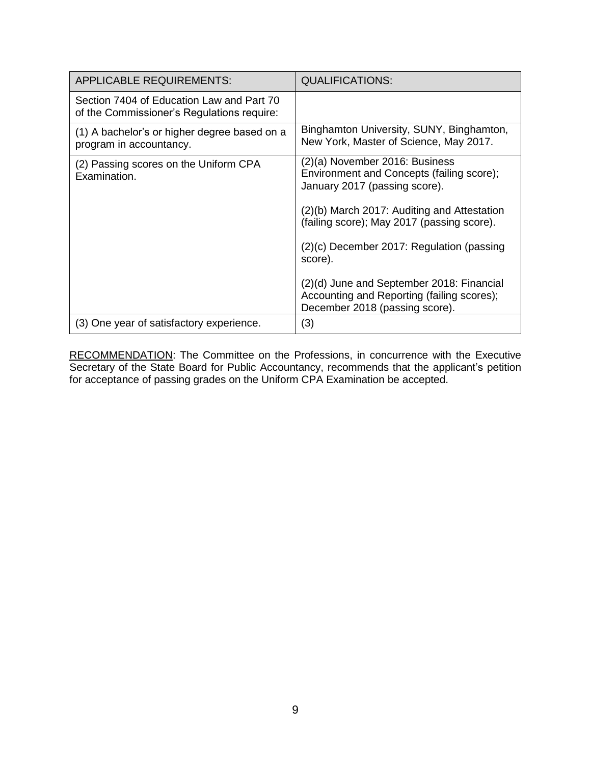| APPLICABLE REQUIREMENTS: | QUALIFICATIONS: |
|---|---|
| Section 7404 of Education Law and Part 70 of the Commissioner's Regulations require: | |
| (1) A bachelor's or higher degree based on a program in accountancy. | Binghamton University, SUNY, Binghamton, New York, Master of Science, May 2017. |
| (2) Passing scores on the Uniform CPA Examination. | (2)(a) November 2016: Business Environment and Concepts (failing score); January 2017 (passing score).<br><br>(2)(b) March 2017: Auditing and Attestation (failing score); May 2017 (passing score).<br><br>(2)(c) December 2017: Regulation (passing score).<br><br>(2)(d) June and September 2018: Financial Accounting and Reporting (failing scores); December 2018 (passing score). |
| (3) One year of satisfactory experience. | (3) |

RECOMMENDATION: The Committee on the Professions, in concurrence with the Executive Secretary of the State Board for Public Accountancy, recommends that the applicant's petition for acceptance of passing grades on the Uniform CPA Examination be accepted.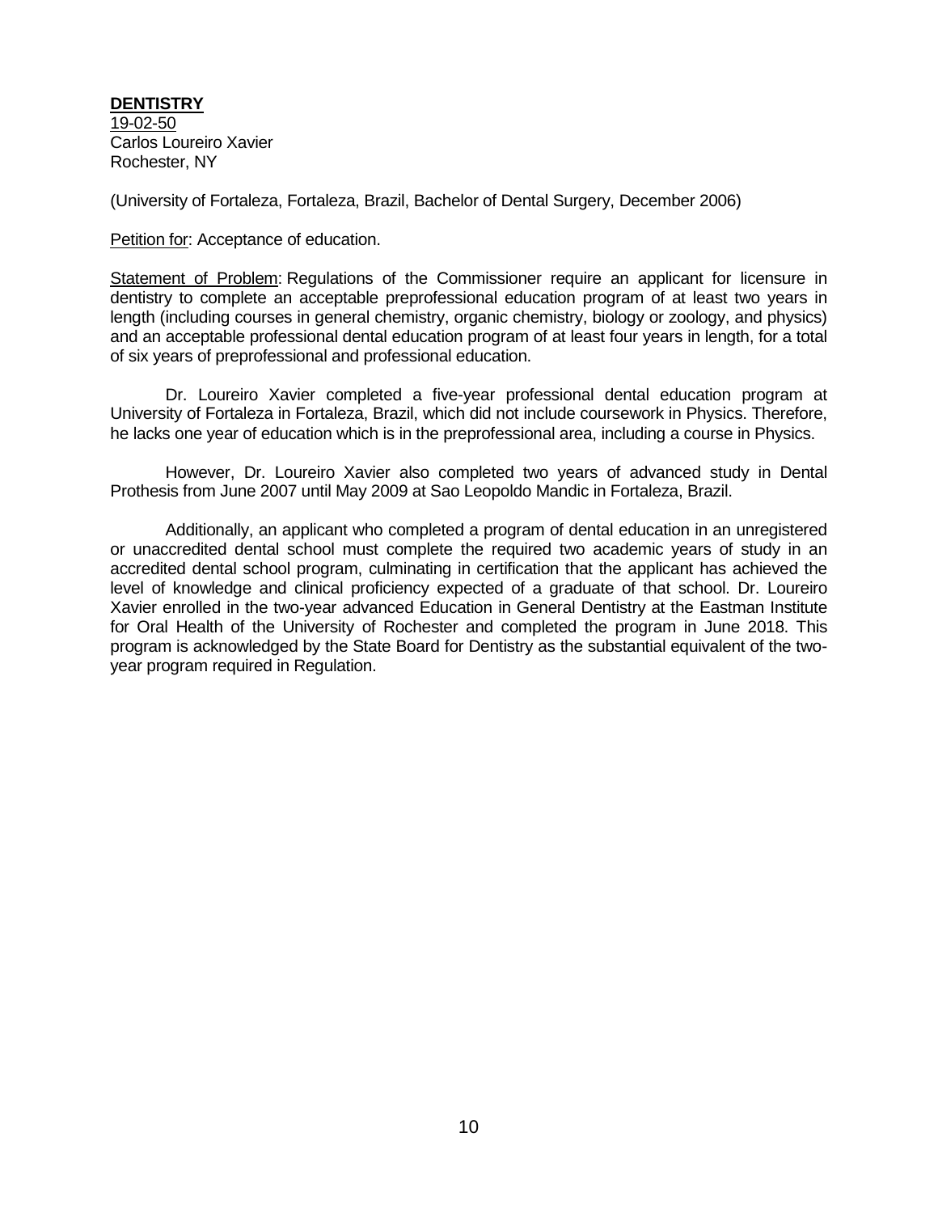**DENTISTRY**

19-02-50
Carlos Loureiro Xavier
Rochester, NY

(University of Fortaleza, Fortaleza, Brazil, Bachelor of Dental Surgery, December 2006)

Petition for: Acceptance of education.

Statement of Problem: Regulations of the Commissioner require an applicant for licensure in dentistry to complete an acceptable preprofessional education program of at least two years in length (including courses in general chemistry, organic chemistry, biology or zoology, and physics) and an acceptable professional dental education program of at least four years in length, for a total of six years of preprofessional and professional education.

Dr. Loureiro Xavier completed a five-year professional dental education program at University of Fortaleza in Fortaleza, Brazil, which did not include coursework in Physics. Therefore, he lacks one year of education which is in the preprofessional area, including a course in Physics.

However, Dr. Loureiro Xavier also completed two years of advanced study in Dental Prothesis from June 2007 until May 2009 at Sao Leopoldo Mandic in Fortaleza, Brazil.

Additionally, an applicant who completed a program of dental education in an unregistered or unaccredited dental school must complete the required two academic years of study in an accredited dental school program, culminating in certification that the applicant has achieved the level of knowledge and clinical proficiency expected of a graduate of that school. Dr. Loureiro Xavier enrolled in the two-year advanced Education in General Dentistry at the Eastman Institute for Oral Health of the University of Rochester and completed the program in June 2018. This program is acknowledged by the State Board for Dentistry as the substantial equivalent of the two-year program required in Regulation.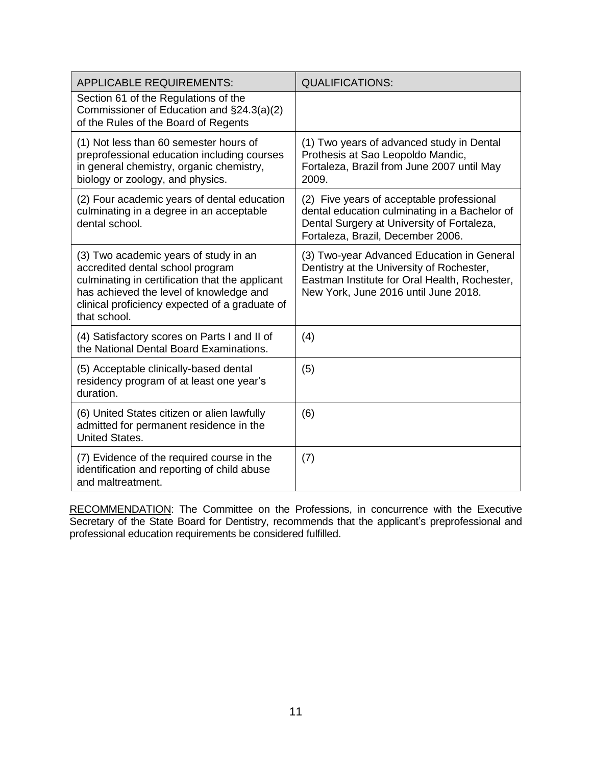| APPLICABLE REQUIREMENTS: | QUALIFICATIONS: |
|---|---|
| Section 61 of the Regulations of the Commissioner of Education and §24.3(a)(2) of the Rules of the Board of Regents | |
| (1) Not less than 60 semester hours of preprofessional education including courses in general chemistry, organic chemistry, biology or zoology, and physics. | (1) Two years of advanced study in Dental Prothesis at Sao Leopoldo Mandic, Fortaleza, Brazil from June 2007 until May 2009. |
| (2) Four academic years of dental education culminating in a degree in an acceptable dental school. | (2) Five years of acceptable professional dental education culminating in a Bachelor of Dental Surgery at University of Fortaleza, Fortaleza, Brazil, December 2006. |
| (3) Two academic years of study in an accredited dental school program culminating in certification that the applicant has achieved the level of knowledge and clinical proficiency expected of a graduate of that school. | (3) Two-year Advanced Education in General Dentistry at the University of Rochester, Eastman Institute for Oral Health, Rochester, New York, June 2016 until June 2018. |
| (4) Satisfactory scores on Parts I and II of the National Dental Board Examinations. | (4) |
| (5) Acceptable clinically-based dental residency program of at least one year's duration. | (5) |
| (6) United States citizen or alien lawfully admitted for permanent residence in the United States. | (6) |
| (7) Evidence of the required course in the identification and reporting of child abuse and maltreatment. | (7) |

RECOMMENDATION: The Committee on the Professions, in concurrence with the Executive Secretary of the State Board for Dentistry, recommends that the applicant's preprofessional and professional education requirements be considered fulfilled.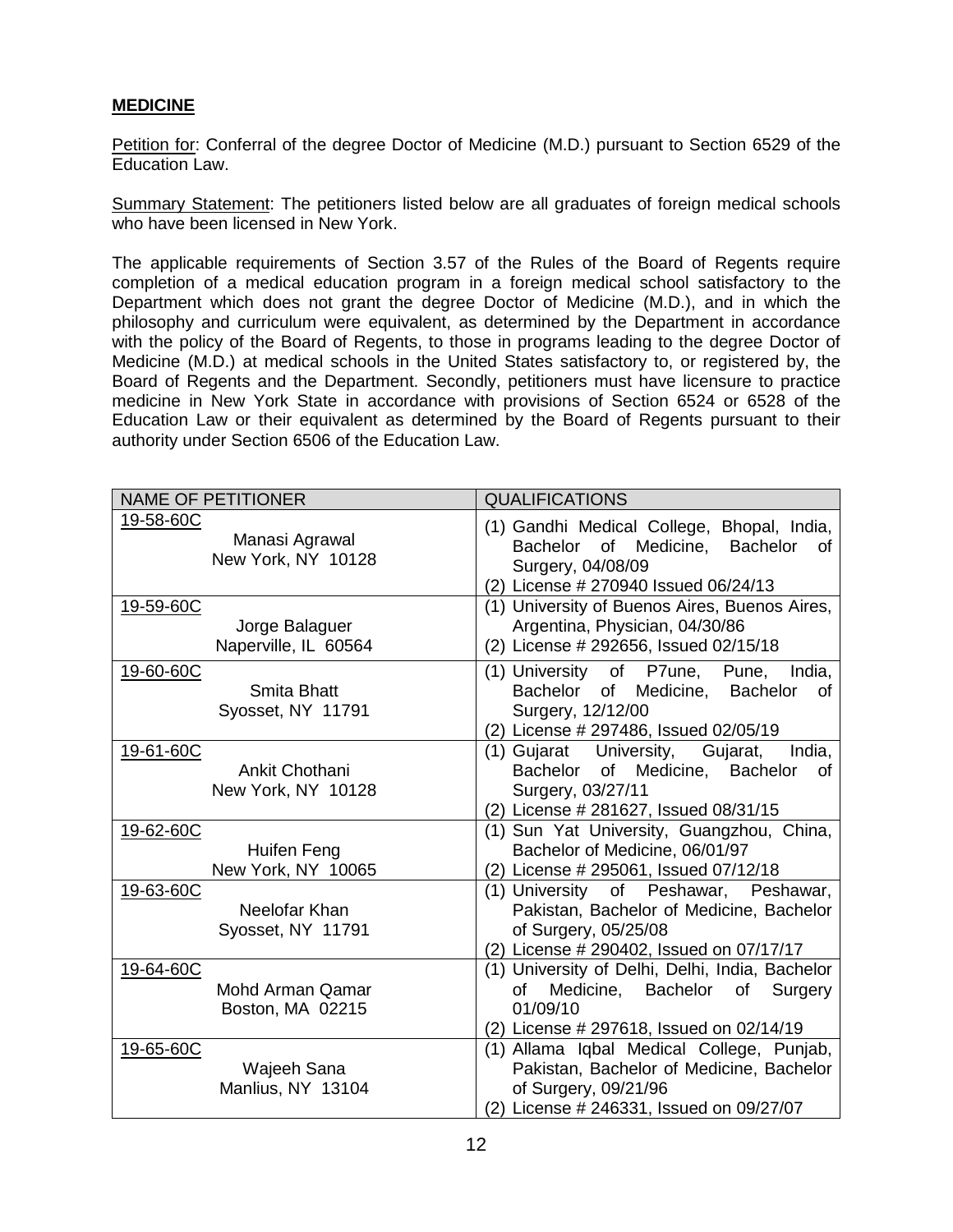**MEDICINE**

Petition for: Conferral of the degree Doctor of Medicine (M.D.) pursuant to Section 6529 of the Education Law.

Summary Statement: The petitioners listed below are all graduates of foreign medical schools who have been licensed in New York.

The applicable requirements of Section 3.57 of the Rules of the Board of Regents require completion of a medical education program in a foreign medical school satisfactory to the Department which does not grant the degree Doctor of Medicine (M.D.), and in which the philosophy and curriculum were equivalent, as determined by the Department in accordance with the policy of the Board of Regents, to those in programs leading to the degree Doctor of Medicine (M.D.) at medical schools in the United States satisfactory to, or registered by, the Board of Regents and the Department. Secondly, petitioners must have licensure to practice medicine in New York State in accordance with provisions of Section 6524 or 6528 of the Education Law or their equivalent as determined by the Board of Regents pursuant to their authority under Section 6506 of the Education Law.

| NAME OF PETITIONER | QUALIFICATIONS |
|---|---|
| 19-58-60C<br>Manasi Agrawal<br>New York, NY 10128 | (1) Gandhi Medical College, Bhopal, India, Bachelor of Medicine, Bachelor of Surgery, 04/08/09<br>(2) License # 270940 Issued 06/24/13 |
| 19-59-60C<br>Jorge Balaguer<br>Naperville, IL 60564 | (1) University of Buenos Aires, Buenos Aires, Argentina, Physician, 04/30/86<br>(2) License # 292656, Issued 02/15/18 |
| 19-60-60C<br>Smita Bhatt<br>Syosset, NY 11791 | (1) University of P7une, Pune, India, Bachelor of Medicine, Bachelor of Surgery, 12/12/00<br>(2) License # 297486, Issued 02/05/19 |
| 19-61-60C<br>Ankit Chothani<br>New York, NY 10128 | (1) Gujarat University, Gujarat, India, Bachelor of Medicine, Bachelor of Surgery, 03/27/11<br>(2) License # 281627, Issued 08/31/15 |
| 19-62-60C<br>Huifen Feng<br>New York, NY 10065 | (1) Sun Yat University, Guangzhou, China, Bachelor of Medicine, 06/01/97<br>(2) License # 295061, Issued 07/12/18 |
| 19-63-60C<br>Neelofar Khan<br>Syosset, NY 11791 | (1) University of Peshawar, Peshawar, Pakistan, Bachelor of Medicine, Bachelor of Surgery, 05/25/08<br>(2) License # 290402, Issued on 07/17/17 |
| 19-64-60C<br>Mohd Arman Qamar<br>Boston, MA 02215 | (1) University of Delhi, Delhi, India, Bachelor of Medicine, Bachelor of Surgery 01/09/10<br>(2) License # 297618, Issued on 02/14/19 |
| 19-65-60C<br>Wajeeh Sana<br>Manlius, NY 13104 | (1) Allama Iqbal Medical College, Punjab, Pakistan, Bachelor of Medicine, Bachelor of Surgery, 09/21/96<br>(2) License # 246331, Issued on 09/27/07 |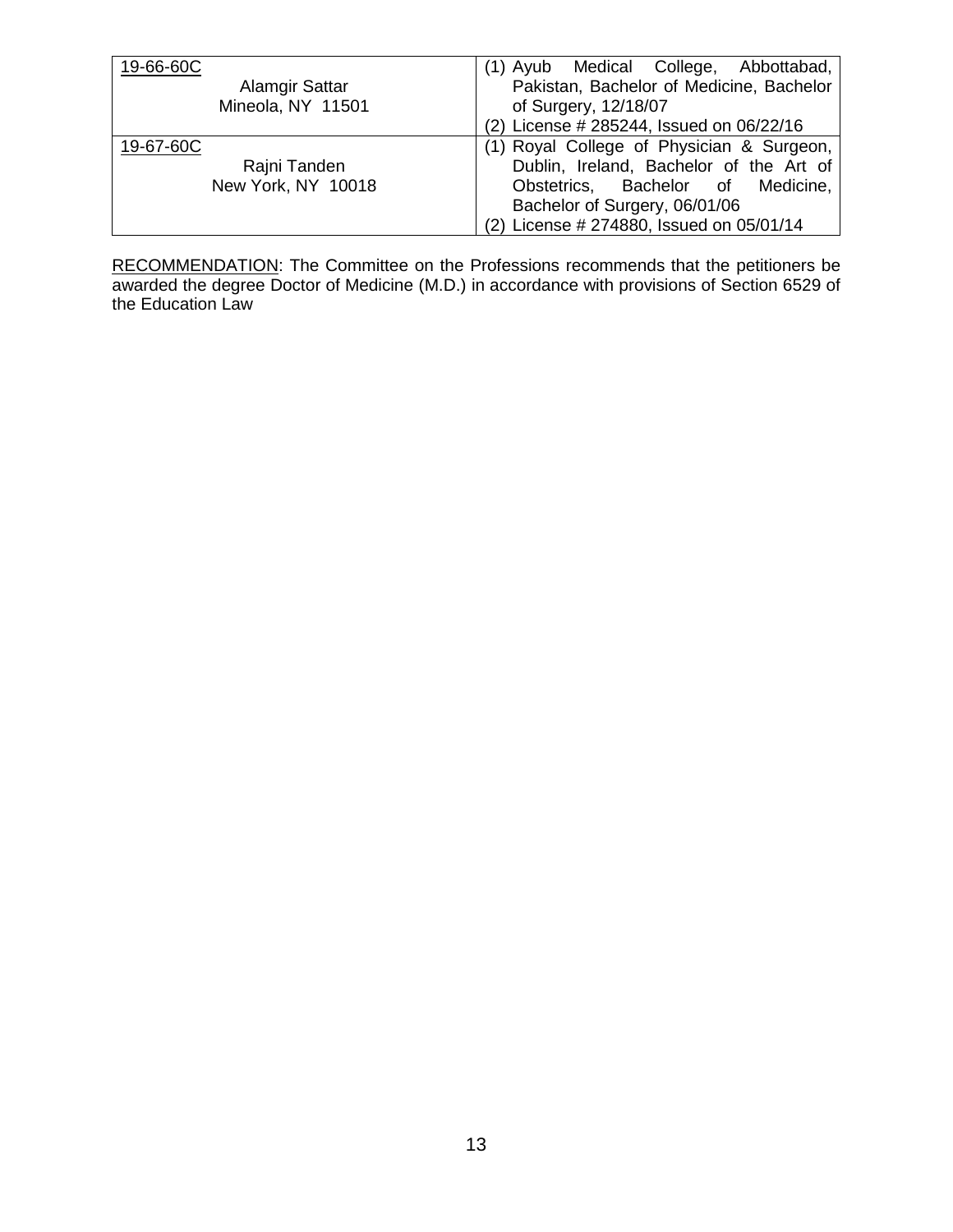| | |
|---|---|
| 19-66-60C<br>Alamgir Sattar<br>Mineola, NY 11501 | (1) Ayub Medical College, Abbottabad, Pakistan, Bachelor of Medicine, Bachelor of Surgery, 12/18/07<br>(2) License # 285244, Issued on 06/22/16 |
| 19-67-60C<br>Rajni Tanden<br>New York, NY 10018 | (1) Royal College of Physician & Surgeon, Dublin, Ireland, Bachelor of the Art of Obstetrics, Bachelor of Medicine, Bachelor of Surgery, 06/01/06<br>(2) License # 274880, Issued on 05/01/14 |

RECOMMENDATION: The Committee on the Professions recommends that the petitioners be awarded the degree Doctor of Medicine (M.D.) in accordance with provisions of Section 6529 of the Education Law